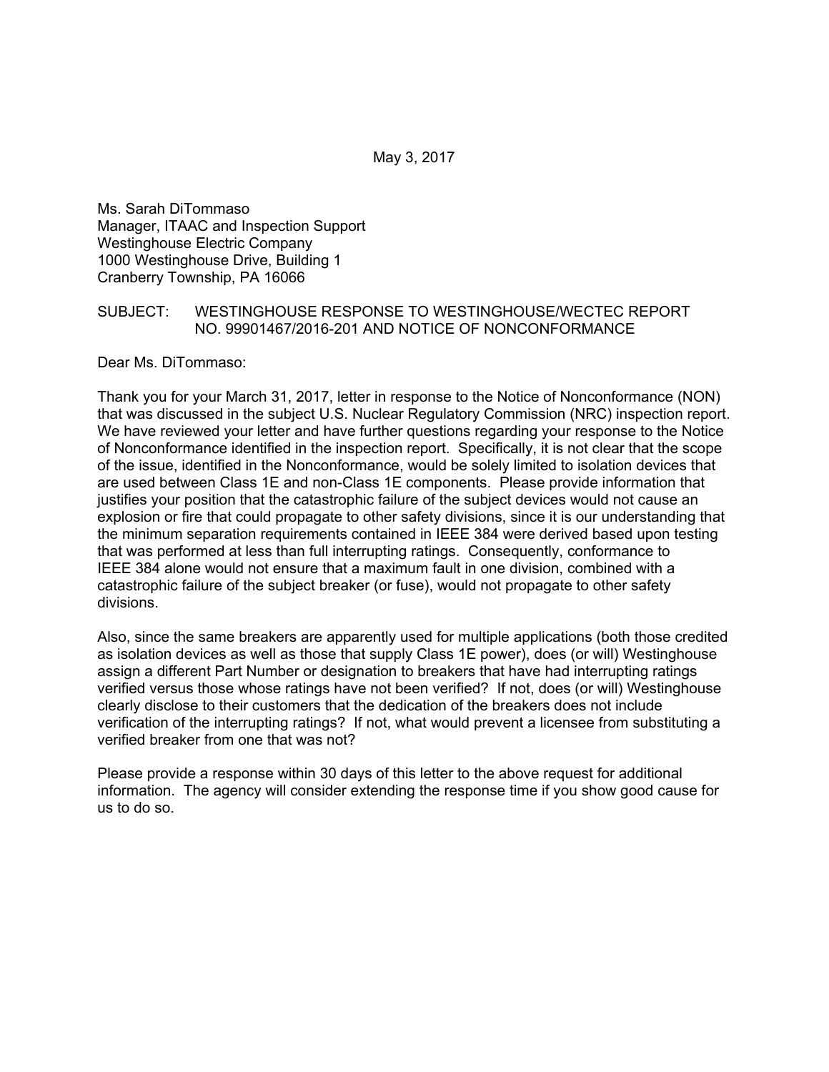May 3, 2017

Ms. Sarah DiTommaso
Manager, ITAAC and Inspection Support
Westinghouse Electric Company
1000 Westinghouse Drive, Building 1
Cranberry Township, PA 16066

SUBJECT: WESTINGHOUSE RESPONSE TO WESTINGHOUSE/WECTEC REPORT NO. 99901467/2016-201 AND NOTICE OF NONCONFORMANCE

Dear Ms. DiTommaso:

Thank you for your March 31, 2017, letter in response to the Notice of Nonconformance (NON) that was discussed in the subject U.S. Nuclear Regulatory Commission (NRC) inspection report. We have reviewed your letter and have further questions regarding your response to the Notice of Nonconformance identified in the inspection report. Specifically, it is not clear that the scope of the issue, identified in the Nonconformance, would be solely limited to isolation devices that are used between Class 1E and non-Class 1E components. Please provide information that justifies your position that the catastrophic failure of the subject devices would not cause an explosion or fire that could propagate to other safety divisions, since it is our understanding that the minimum separation requirements contained in IEEE 384 were derived based upon testing that was performed at less than full interrupting ratings. Consequently, conformance to IEEE 384 alone would not ensure that a maximum fault in one division, combined with a catastrophic failure of the subject breaker (or fuse), would not propagate to other safety divisions.

Also, since the same breakers are apparently used for multiple applications (both those credited as isolation devices as well as those that supply Class 1E power), does (or will) Westinghouse assign a different Part Number or designation to breakers that have had interrupting ratings verified versus those whose ratings have not been verified? If not, does (or will) Westinghouse clearly disclose to their customers that the dedication of the breakers does not include verification of the interrupting ratings? If not, what would prevent a licensee from substituting a verified breaker from one that was not?

Please provide a response within 30 days of this letter to the above request for additional information. The agency will consider extending the response time if you show good cause for us to do so.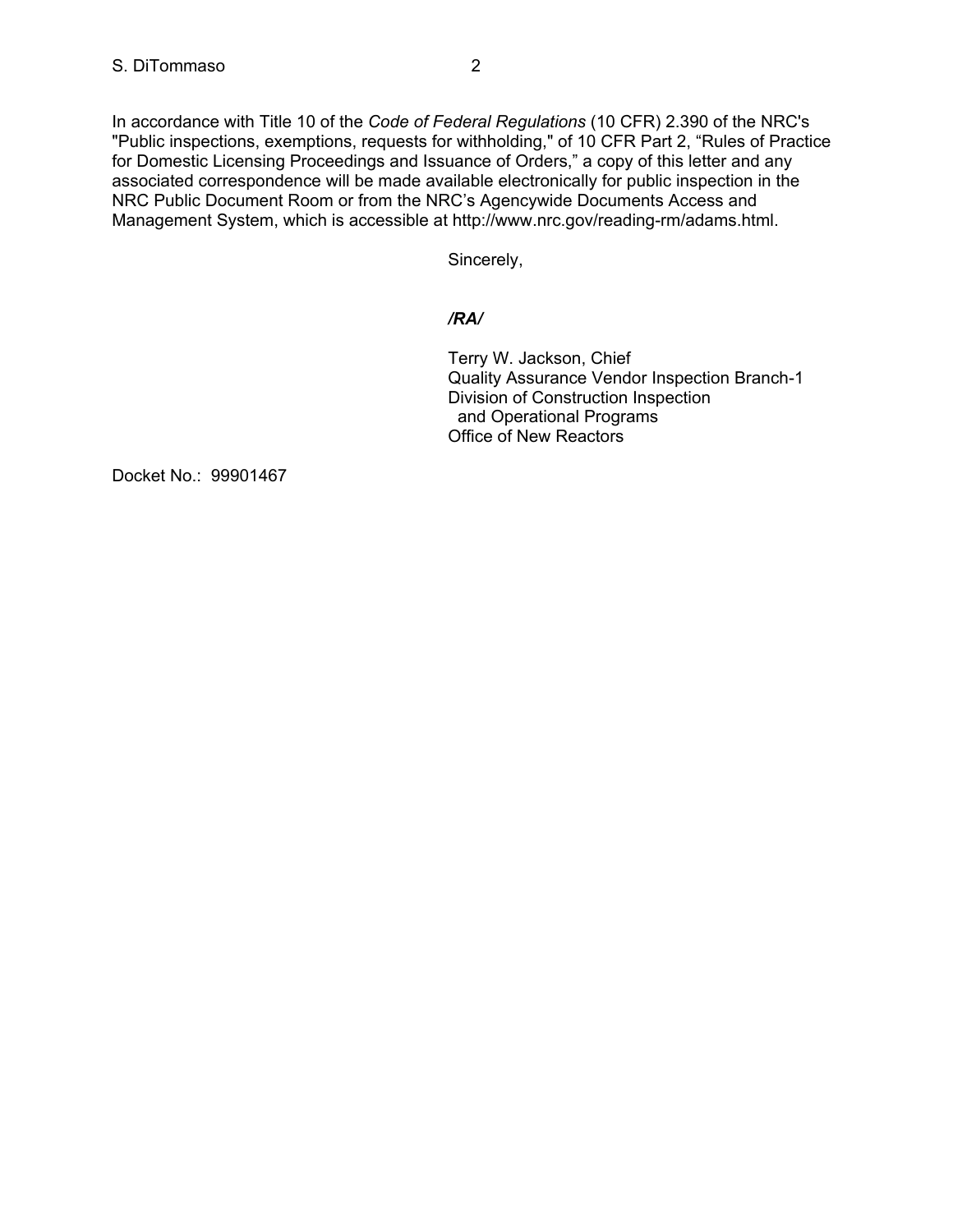In accordance with Title 10 of the *Code of Federal Regulations* (10 CFR) 2.390 of the NRC's "Public inspections, exemptions, requests for withholding," of 10 CFR Part 2, "Rules of Practice for Domestic Licensing Proceedings and Issuance of Orders," a copy of this letter and any associated correspondence will be made available electronically for public inspection in the NRC Public Document Room or from the NRC's Agencywide Documents Access and Management System, which is accessible at http://www.nrc.gov/reading-rm/adams.html.

Sincerely,

***/RA/***

Terry W. Jackson, Chief
Quality Assurance Vendor Inspection Branch-1
Division of Construction Inspection
and Operational Programs
Office of New Reactors

Docket No.: 99901467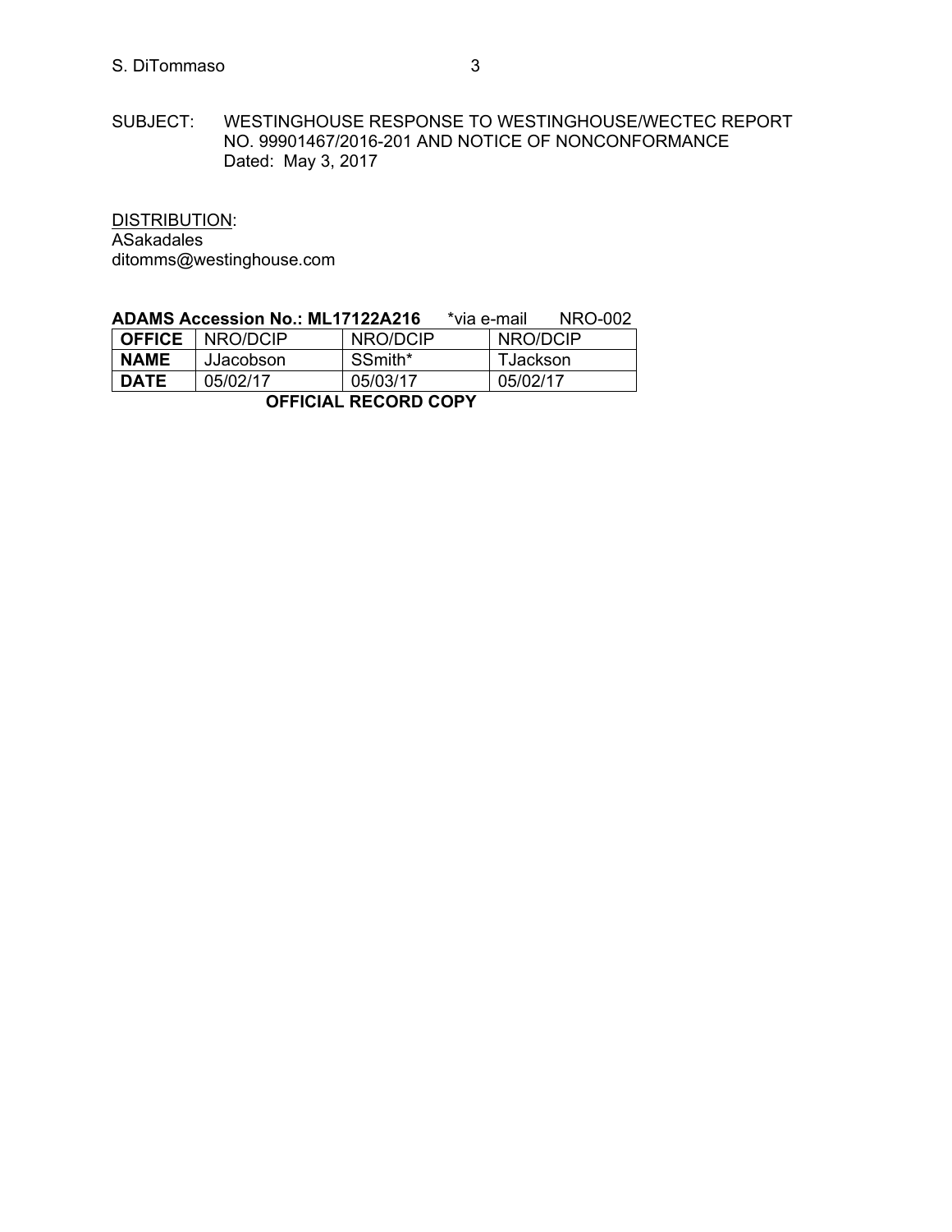SUBJECT: WESTINGHOUSE RESPONSE TO WESTINGHOUSE/WECTEC REPORT NO. 99901467/2016-201 AND NOTICE OF NONCONFORMANCE
Dated: May 3, 2017

DISTRIBUTION:
ASakadales
ditomms@westinghouse.com

**ADAMS Accession No.: ML17122A216** *via e-mail NRO-002

| | | | |
|---|---|---|---|
| **OFFICE** | NRO/DCIP | NRO/DCIP | NRO/DCIP |
| **NAME** | JJacobson | SSmith* | TJackson |
| **DATE** | 05/02/17 | 05/03/17 | 05/02/17 |

**OFFICIAL RECORD COPY**